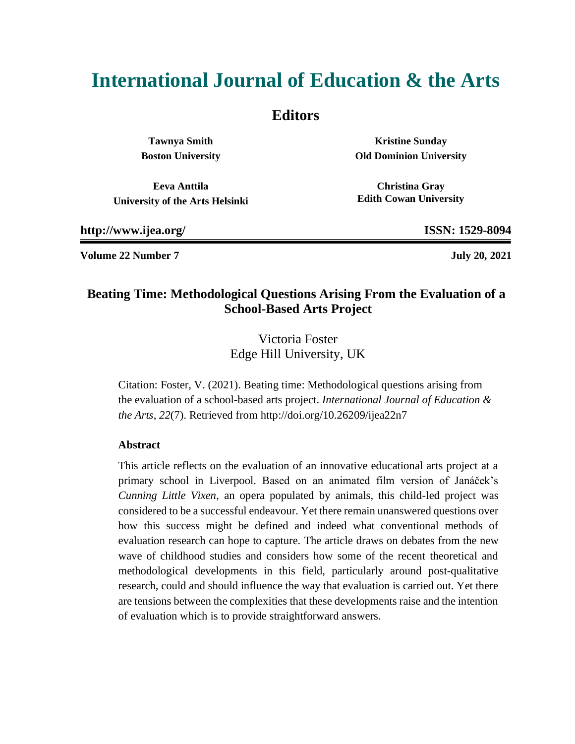# International Journal of Education & the Arts

## Editors

**Tawnya Smith**
**Boston University**

**Kristine Sunday**
**Old Dominion University**

**Eeva Anttila**
**University of the Arts Helsinki**

**Christina Gray**
**Edith Cowan University**

**http://www.ijea.org/** **ISSN: 1529-8094**

**Volume 22 Number 7** **July 20, 2021**

## Beating Time: Methodological Questions Arising From the Evaluation of a School-Based Arts Project

Victoria Foster
Edge Hill University, UK

Citation: Foster, V. (2021). Beating time: Methodological questions arising from the evaluation of a school-based arts project. *International Journal of Education & the Arts*, *22*(7). Retrieved from http://doi.org/10.26209/ijea22n7

### Abstract

This article reflects on the evaluation of an innovative educational arts project at a primary school in Liverpool. Based on an animated film version of Janáček's *Cunning Little Vixen*, an opera populated by animals, this child-led project was considered to be a successful endeavour. Yet there remain unanswered questions over how this success might be defined and indeed what conventional methods of evaluation research can hope to capture. The article draws on debates from the new wave of childhood studies and considers how some of the recent theoretical and methodological developments in this field, particularly around post-qualitative research, could and should influence the way that evaluation is carried out. Yet there are tensions between the complexities that these developments raise and the intention of evaluation which is to provide straightforward answers.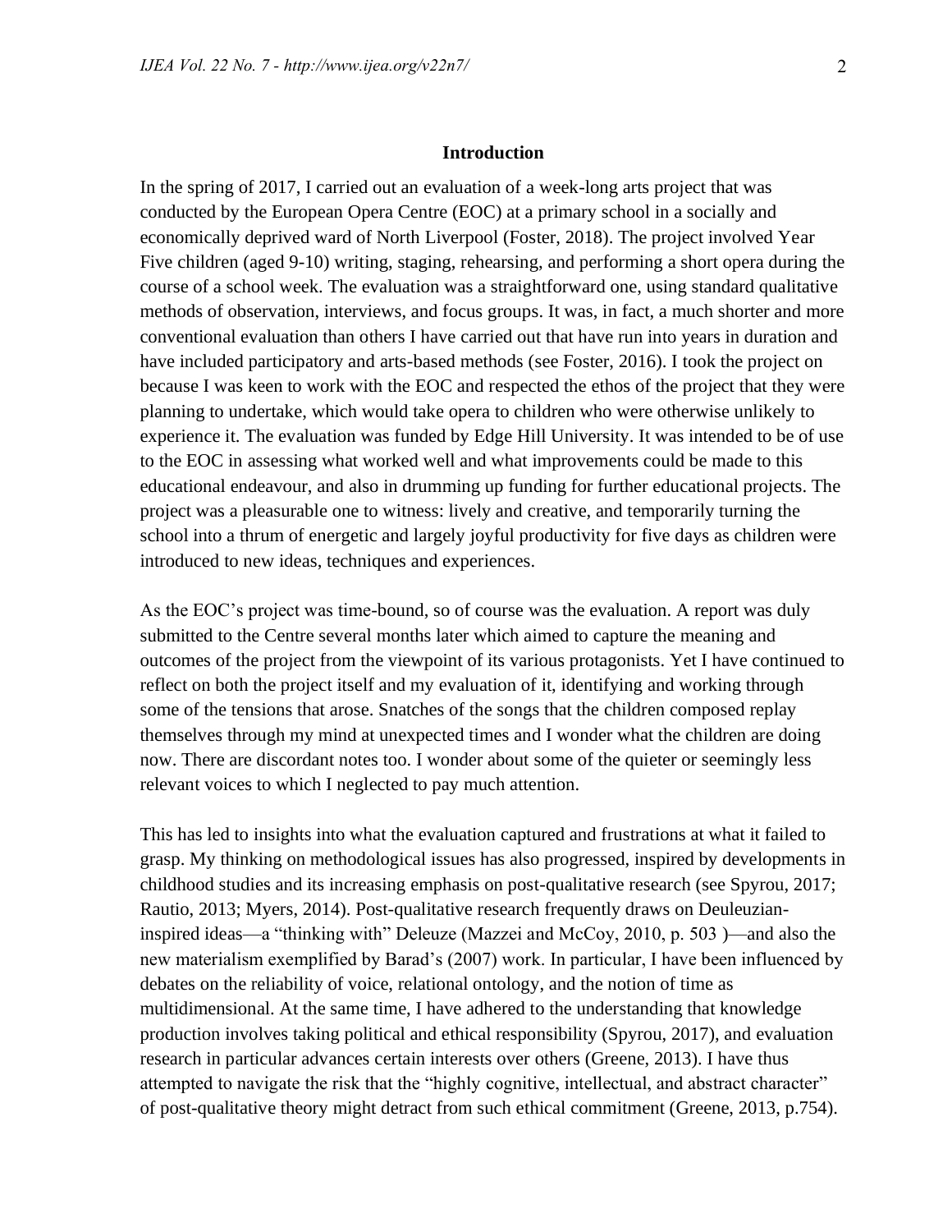## Introduction

In the spring of 2017, I carried out an evaluation of a week-long arts project that was conducted by the European Opera Centre (EOC) at a primary school in a socially and economically deprived ward of North Liverpool (Foster, 2018). The project involved Year Five children (aged 9-10) writing, staging, rehearsing, and performing a short opera during the course of a school week. The evaluation was a straightforward one, using standard qualitative methods of observation, interviews, and focus groups. It was, in fact, a much shorter and more conventional evaluation than others I have carried out that have run into years in duration and have included participatory and arts-based methods (see Foster, 2016). I took the project on because I was keen to work with the EOC and respected the ethos of the project that they were planning to undertake, which would take opera to children who were otherwise unlikely to experience it. The evaluation was funded by Edge Hill University. It was intended to be of use to the EOC in assessing what worked well and what improvements could be made to this educational endeavour, and also in drumming up funding for further educational projects. The project was a pleasurable one to witness: lively and creative, and temporarily turning the school into a thrum of energetic and largely joyful productivity for five days as children were introduced to new ideas, techniques and experiences.

As the EOC's project was time-bound, so of course was the evaluation. A report was duly submitted to the Centre several months later which aimed to capture the meaning and outcomes of the project from the viewpoint of its various protagonists. Yet I have continued to reflect on both the project itself and my evaluation of it, identifying and working through some of the tensions that arose. Snatches of the songs that the children composed replay themselves through my mind at unexpected times and I wonder what the children are doing now. There are discordant notes too. I wonder about some of the quieter or seemingly less relevant voices to which I neglected to pay much attention.

This has led to insights into what the evaluation captured and frustrations at what it failed to grasp. My thinking on methodological issues has also progressed, inspired by developments in childhood studies and its increasing emphasis on post-qualitative research (see Spyrou, 2017; Rautio, 2013; Myers, 2014). Post-qualitative research frequently draws on Deuleuzian-inspired ideas—a "thinking with" Deleuze (Mazzei and McCoy, 2010, p. 503 )—and also the new materialism exemplified by Barad's (2007) work. In particular, I have been influenced by debates on the reliability of voice, relational ontology, and the notion of time as multidimensional. At the same time, I have adhered to the understanding that knowledge production involves taking political and ethical responsibility (Spyrou, 2017), and evaluation research in particular advances certain interests over others (Greene, 2013). I have thus attempted to navigate the risk that the "highly cognitive, intellectual, and abstract character" of post-qualitative theory might detract from such ethical commitment (Greene, 2013, p.754).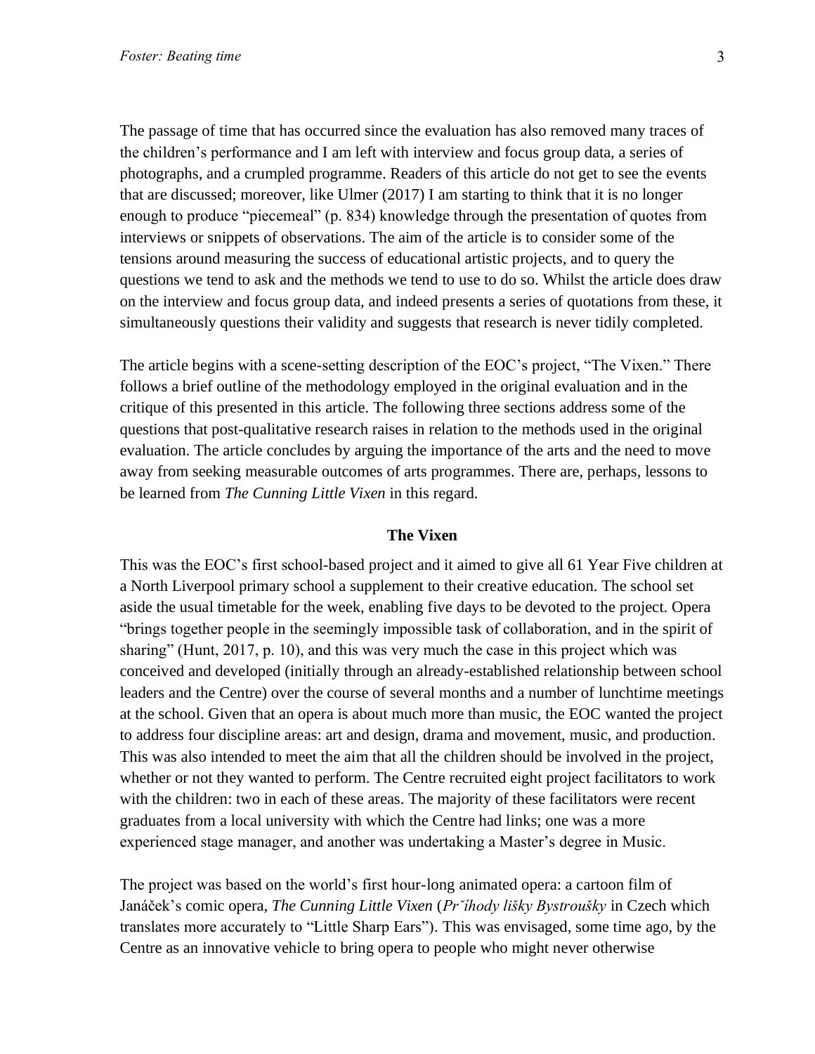The passage of time that has occurred since the evaluation has also removed many traces of the children's performance and I am left with interview and focus group data, a series of photographs, and a crumpled programme. Readers of this article do not get to see the events that are discussed; moreover, like Ulmer (2017) I am starting to think that it is no longer enough to produce "piecemeal" (p. 834) knowledge through the presentation of quotes from interviews or snippets of observations. The aim of the article is to consider some of the tensions around measuring the success of educational artistic projects, and to query the questions we tend to ask and the methods we tend to use to do so. Whilst the article does draw on the interview and focus group data, and indeed presents a series of quotations from these, it simultaneously questions their validity and suggests that research is never tidily completed.

The article begins with a scene-setting description of the EOC's project, "The Vixen." There follows a brief outline of the methodology employed in the original evaluation and in the critique of this presented in this article. The following three sections address some of the questions that post-qualitative research raises in relation to the methods used in the original evaluation. The article concludes by arguing the importance of the arts and the need to move away from seeking measurable outcomes of arts programmes. There are, perhaps, lessons to be learned from *The Cunning Little Vixen* in this regard.

## The Vixen

This was the EOC's first school-based project and it aimed to give all 61 Year Five children at a North Liverpool primary school a supplement to their creative education. The school set aside the usual timetable for the week, enabling five days to be devoted to the project. Opera "brings together people in the seemingly impossible task of collaboration, and in the spirit of sharing" (Hunt, 2017, p. 10), and this was very much the case in this project which was conceived and developed (initially through an already-established relationship between school leaders and the Centre) over the course of several months and a number of lunchtime meetings at the school. Given that an opera is about much more than music, the EOC wanted the project to address four discipline areas: art and design, drama and movement, music, and production. This was also intended to meet the aim that all the children should be involved in the project, whether or not they wanted to perform. The Centre recruited eight project facilitators to work with the children: two in each of these areas. The majority of these facilitators were recent graduates from a local university with which the Centre had links; one was a more experienced stage manager, and another was undertaking a Master's degree in Music.

The project was based on the world's first hour-long animated opera: a cartoon film of Janáček's comic opera, *The Cunning Little Vixen* (*Prˇíhody lišky Bystroušky* in Czech which translates more accurately to "Little Sharp Ears"). This was envisaged, some time ago, by the Centre as an innovative vehicle to bring opera to people who might never otherwise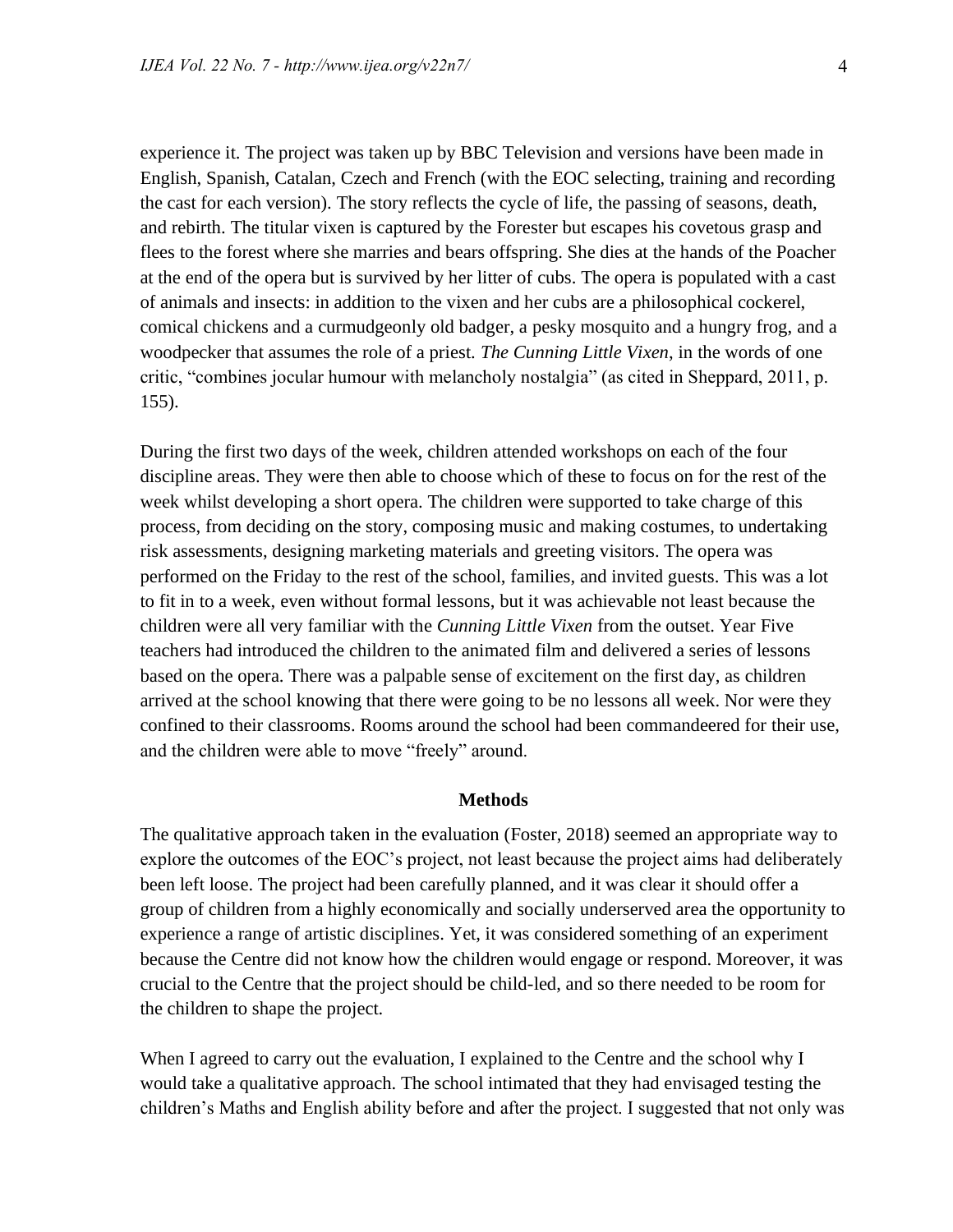experience it. The project was taken up by BBC Television and versions have been made in English, Spanish, Catalan, Czech and French (with the EOC selecting, training and recording the cast for each version). The story reflects the cycle of life, the passing of seasons, death, and rebirth. The titular vixen is captured by the Forester but escapes his covetous grasp and flees to the forest where she marries and bears offspring. She dies at the hands of the Poacher at the end of the opera but is survived by her litter of cubs. The opera is populated with a cast of animals and insects: in addition to the vixen and her cubs are a philosophical cockerel, comical chickens and a curmudgeonly old badger, a pesky mosquito and a hungry frog, and a woodpecker that assumes the role of a priest. *The Cunning Little Vixen*, in the words of one critic, "combines jocular humour with melancholy nostalgia" (as cited in Sheppard, 2011, p. 155).

During the first two days of the week, children attended workshops on each of the four discipline areas. They were then able to choose which of these to focus on for the rest of the week whilst developing a short opera. The children were supported to take charge of this process, from deciding on the story, composing music and making costumes, to undertaking risk assessments, designing marketing materials and greeting visitors. The opera was performed on the Friday to the rest of the school, families, and invited guests. This was a lot to fit in to a week, even without formal lessons, but it was achievable not least because the children were all very familiar with the *Cunning Little Vixen* from the outset. Year Five teachers had introduced the children to the animated film and delivered a series of lessons based on the opera. There was a palpable sense of excitement on the first day, as children arrived at the school knowing that there were going to be no lessons all week. Nor were they confined to their classrooms. Rooms around the school had been commandeered for their use, and the children were able to move "freely" around.

## Methods

The qualitative approach taken in the evaluation (Foster, 2018) seemed an appropriate way to explore the outcomes of the EOC's project, not least because the project aims had deliberately been left loose. The project had been carefully planned, and it was clear it should offer a group of children from a highly economically and socially underserved area the opportunity to experience a range of artistic disciplines. Yet, it was considered something of an experiment because the Centre did not know how the children would engage or respond. Moreover, it was crucial to the Centre that the project should be child-led, and so there needed to be room for the children to shape the project.

When I agreed to carry out the evaluation, I explained to the Centre and the school why I would take a qualitative approach. The school intimated that they had envisaged testing the children's Maths and English ability before and after the project. I suggested that not only was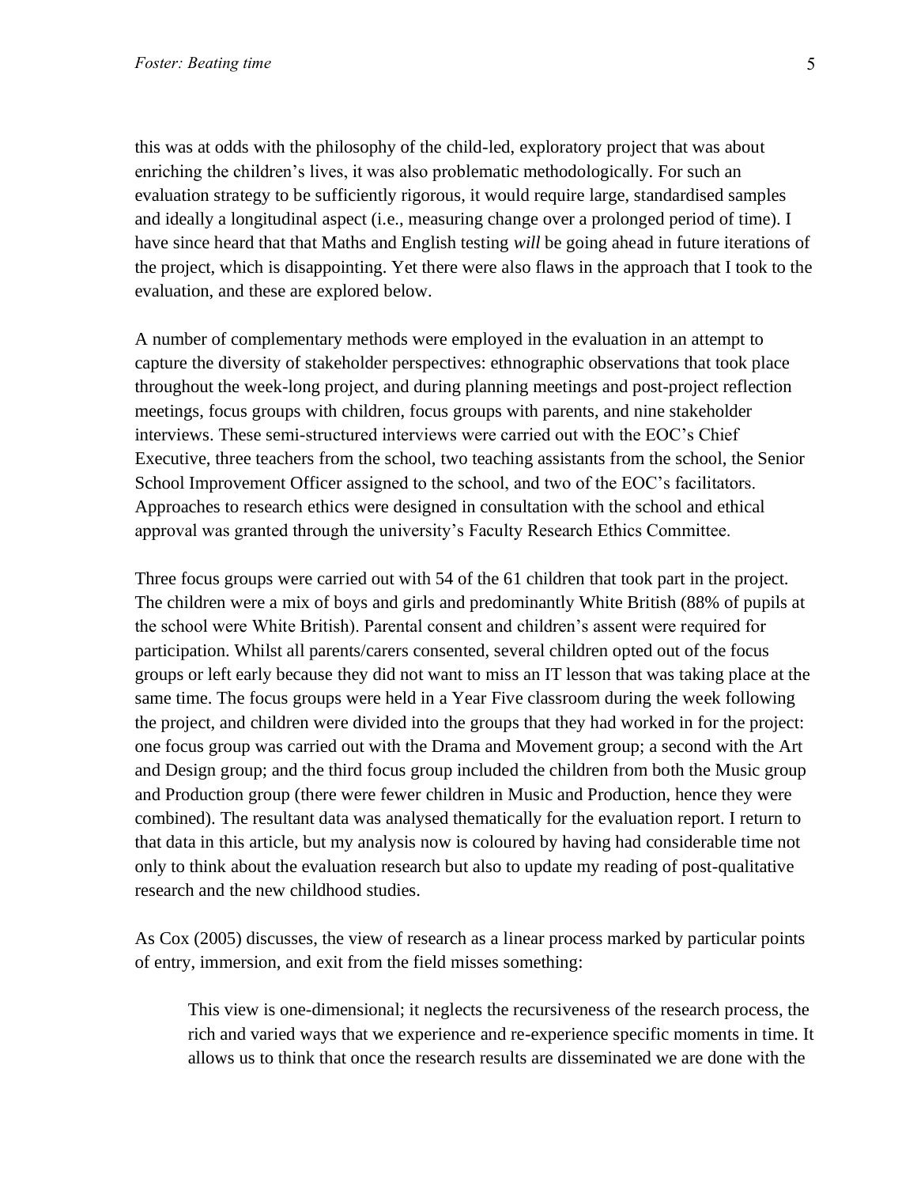this was at odds with the philosophy of the child-led, exploratory project that was about enriching the children's lives, it was also problematic methodologically. For such an evaluation strategy to be sufficiently rigorous, it would require large, standardised samples and ideally a longitudinal aspect (i.e., measuring change over a prolonged period of time). I have since heard that that Maths and English testing *will* be going ahead in future iterations of the project, which is disappointing. Yet there were also flaws in the approach that I took to the evaluation, and these are explored below.

A number of complementary methods were employed in the evaluation in an attempt to capture the diversity of stakeholder perspectives: ethnographic observations that took place throughout the week-long project, and during planning meetings and post-project reflection meetings, focus groups with children, focus groups with parents, and nine stakeholder interviews. These semi-structured interviews were carried out with the EOC's Chief Executive, three teachers from the school, two teaching assistants from the school, the Senior School Improvement Officer assigned to the school, and two of the EOC's facilitators. Approaches to research ethics were designed in consultation with the school and ethical approval was granted through the university's Faculty Research Ethics Committee.

Three focus groups were carried out with 54 of the 61 children that took part in the project. The children were a mix of boys and girls and predominantly White British (88% of pupils at the school were White British). Parental consent and children's assent were required for participation. Whilst all parents/carers consented, several children opted out of the focus groups or left early because they did not want to miss an IT lesson that was taking place at the same time. The focus groups were held in a Year Five classroom during the week following the project, and children were divided into the groups that they had worked in for the project: one focus group was carried out with the Drama and Movement group; a second with the Art and Design group; and the third focus group included the children from both the Music group and Production group (there were fewer children in Music and Production, hence they were combined). The resultant data was analysed thematically for the evaluation report. I return to that data in this article, but my analysis now is coloured by having had considerable time not only to think about the evaluation research but also to update my reading of post-qualitative research and the new childhood studies.

As Cox (2005) discusses, the view of research as a linear process marked by particular points of entry, immersion, and exit from the field misses something:

> This view is one-dimensional; it neglects the recursiveness of the research process, the rich and varied ways that we experience and re-experience specific moments in time. It allows us to think that once the research results are disseminated we are done with the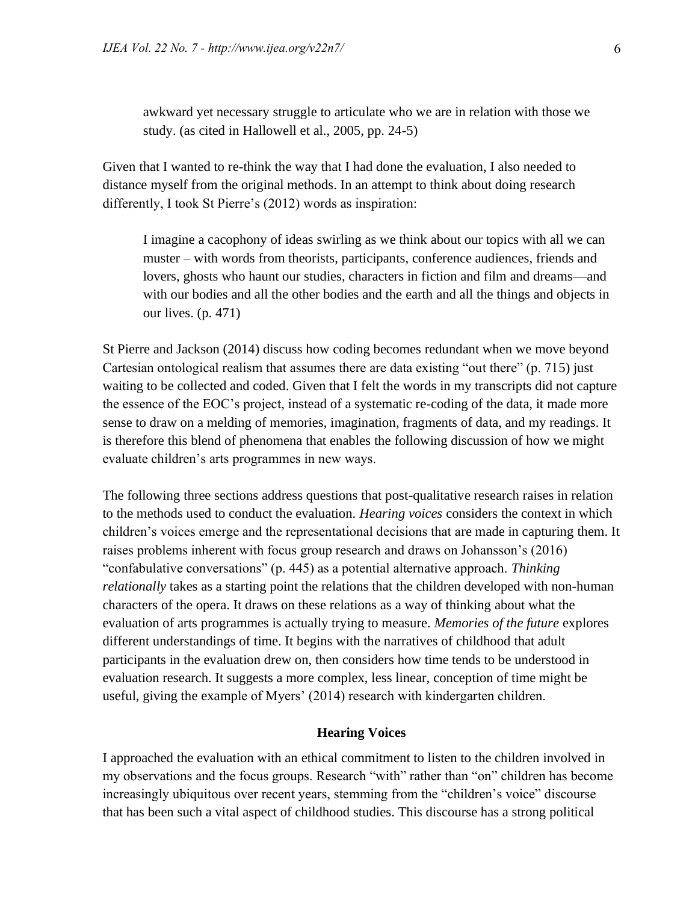> awkward yet necessary struggle to articulate who we are in relation with those we study. (as cited in Hallowell et al., 2005, pp. 24-5)

Given that I wanted to re-think the way that I had done the evaluation, I also needed to distance myself from the original methods. In an attempt to think about doing research differently, I took St Pierre's (2012) words as inspiration:

> I imagine a cacophony of ideas swirling as we think about our topics with all we can muster – with words from theorists, participants, conference audiences, friends and lovers, ghosts who haunt our studies, characters in fiction and film and dreams—and with our bodies and all the other bodies and the earth and all the things and objects in our lives. (p. 471)

St Pierre and Jackson (2014) discuss how coding becomes redundant when we move beyond Cartesian ontological realism that assumes there are data existing "out there" (p. 715) just waiting to be collected and coded. Given that I felt the words in my transcripts did not capture the essence of the EOC's project, instead of a systematic re-coding of the data, it made more sense to draw on a melding of memories, imagination, fragments of data, and my readings. It is therefore this blend of phenomena that enables the following discussion of how we might evaluate children's arts programmes in new ways.

The following three sections address questions that post-qualitative research raises in relation to the methods used to conduct the evaluation. *Hearing voices* considers the context in which children's voices emerge and the representational decisions that are made in capturing them. It raises problems inherent with focus group research and draws on Johansson's (2016) "confabulative conversations" (p. 445) as a potential alternative approach. *Thinking relationally* takes as a starting point the relations that the children developed with non-human characters of the opera. It draws on these relations as a way of thinking about what the evaluation of arts programmes is actually trying to measure. *Memories of the future* explores different understandings of time. It begins with the narratives of childhood that adult participants in the evaluation drew on, then considers how time tends to be understood in evaluation research. It suggests a more complex, less linear, conception of time might be useful, giving the example of Myers' (2014) research with kindergarten children.

## Hearing Voices

I approached the evaluation with an ethical commitment to listen to the children involved in my observations and the focus groups. Research "with" rather than "on" children has become increasingly ubiquitous over recent years, stemming from the "children's voice" discourse that has been such a vital aspect of childhood studies. This discourse has a strong political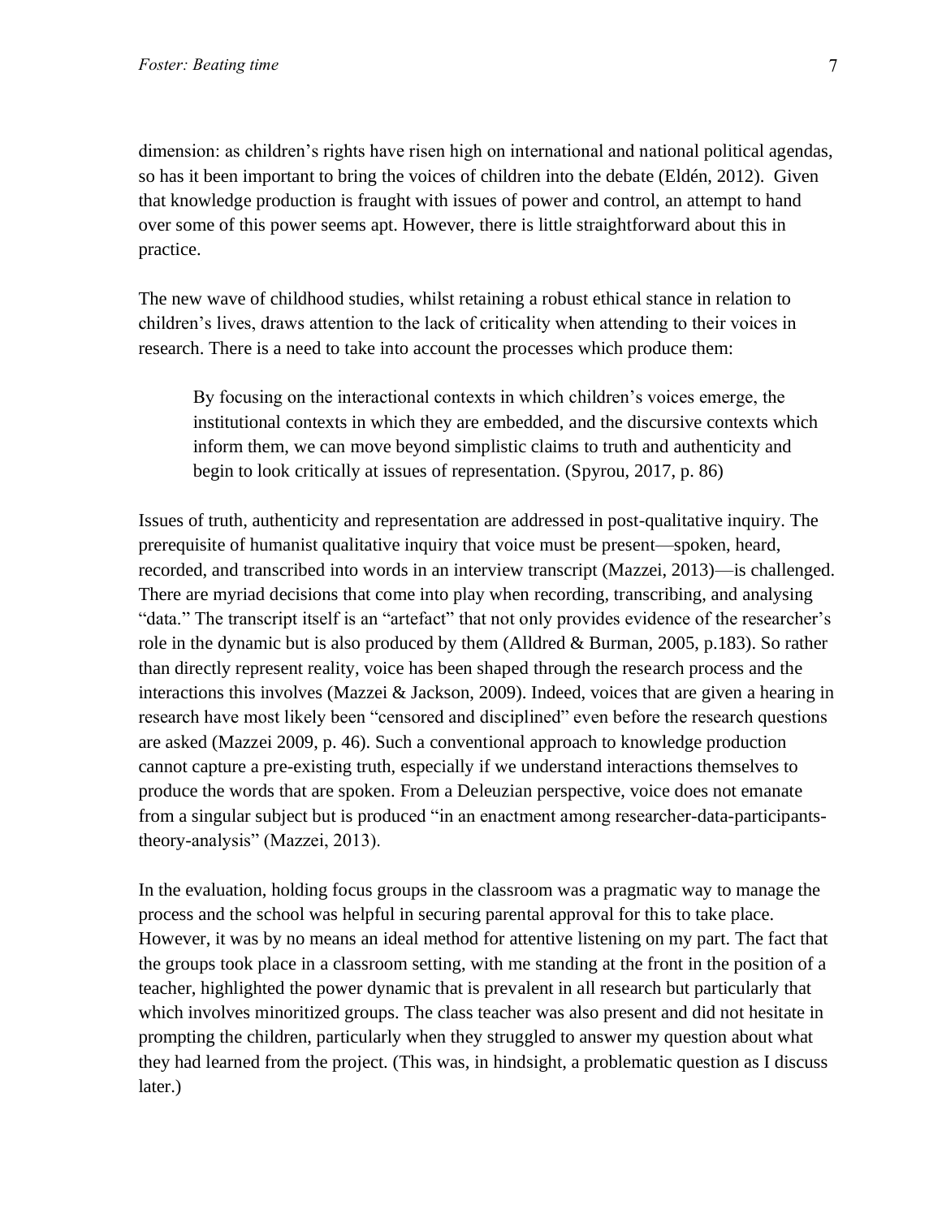dimension: as children's rights have risen high on international and national political agendas, so has it been important to bring the voices of children into the debate (Eldén, 2012). Given that knowledge production is fraught with issues of power and control, an attempt to hand over some of this power seems apt. However, there is little straightforward about this in practice.

The new wave of childhood studies, whilst retaining a robust ethical stance in relation to children's lives, draws attention to the lack of criticality when attending to their voices in research. There is a need to take into account the processes which produce them:

> By focusing on the interactional contexts in which children's voices emerge, the institutional contexts in which they are embedded, and the discursive contexts which inform them, we can move beyond simplistic claims to truth and authenticity and begin to look critically at issues of representation. (Spyrou, 2017, p. 86)

Issues of truth, authenticity and representation are addressed in post-qualitative inquiry. The prerequisite of humanist qualitative inquiry that voice must be present—spoken, heard, recorded, and transcribed into words in an interview transcript (Mazzei, 2013)—is challenged. There are myriad decisions that come into play when recording, transcribing, and analysing "data." The transcript itself is an "artefact" that not only provides evidence of the researcher's role in the dynamic but is also produced by them (Alldred & Burman, 2005, p.183). So rather than directly represent reality, voice has been shaped through the research process and the interactions this involves (Mazzei & Jackson, 2009). Indeed, voices that are given a hearing in research have most likely been "censored and disciplined" even before the research questions are asked (Mazzei 2009, p. 46). Such a conventional approach to knowledge production cannot capture a pre-existing truth, especially if we understand interactions themselves to produce the words that are spoken. From a Deleuzian perspective, voice does not emanate from a singular subject but is produced "in an enactment among researcher-data-participants-theory-analysis" (Mazzei, 2013).

In the evaluation, holding focus groups in the classroom was a pragmatic way to manage the process and the school was helpful in securing parental approval for this to take place. However, it was by no means an ideal method for attentive listening on my part. The fact that the groups took place in a classroom setting, with me standing at the front in the position of a teacher, highlighted the power dynamic that is prevalent in all research but particularly that which involves minoritized groups. The class teacher was also present and did not hesitate in prompting the children, particularly when they struggled to answer my question about what they had learned from the project. (This was, in hindsight, a problematic question as I discuss later.)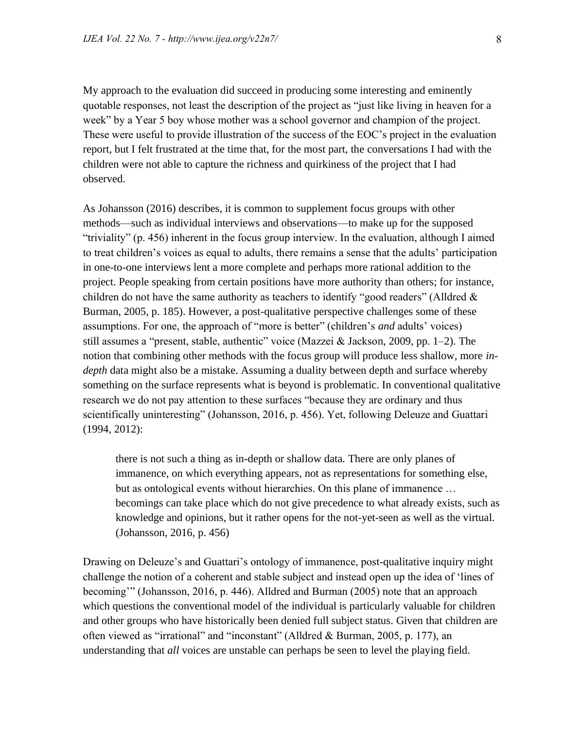My approach to the evaluation did succeed in producing some interesting and eminently quotable responses, not least the description of the project as "just like living in heaven for a week" by a Year 5 boy whose mother was a school governor and champion of the project. These were useful to provide illustration of the success of the EOC's project in the evaluation report, but I felt frustrated at the time that, for the most part, the conversations I had with the children were not able to capture the richness and quirkiness of the project that I had observed.

As Johansson (2016) describes, it is common to supplement focus groups with other methods—such as individual interviews and observations—to make up for the supposed "triviality" (p. 456) inherent in the focus group interview. In the evaluation, although I aimed to treat children's voices as equal to adults, there remains a sense that the adults' participation in one-to-one interviews lent a more complete and perhaps more rational addition to the project. People speaking from certain positions have more authority than others; for instance, children do not have the same authority as teachers to identify "good readers" (Alldred & Burman, 2005, p. 185). However, a post-qualitative perspective challenges some of these assumptions. For one, the approach of "more is better" (children's *and* adults' voices) still assumes a "present, stable, authentic" voice (Mazzei & Jackson, 2009, pp. 1–2). The notion that combining other methods with the focus group will produce less shallow, more *in-depth* data might also be a mistake. Assuming a duality between depth and surface whereby something on the surface represents what is beyond is problematic. In conventional qualitative research we do not pay attention to these surfaces "because they are ordinary and thus scientifically uninteresting" (Johansson, 2016, p. 456). Yet, following Deleuze and Guattari (1994, 2012):

> there is not such a thing as in-depth or shallow data. There are only planes of immanence, on which everything appears, not as representations for something else, but as ontological events without hierarchies. On this plane of immanence … becomings can take place which do not give precedence to what already exists, such as knowledge and opinions, but it rather opens for the not-yet-seen as well as the virtual. (Johansson, 2016, p. 456)

Drawing on Deleuze's and Guattari's ontology of immanence, post-qualitative inquiry might challenge the notion of a coherent and stable subject and instead open up the idea of 'lines of becoming'" (Johansson, 2016, p. 446). Alldred and Burman (2005) note that an approach which questions the conventional model of the individual is particularly valuable for children and other groups who have historically been denied full subject status. Given that children are often viewed as "irrational" and "inconstant" (Alldred & Burman, 2005, p. 177), an understanding that *all* voices are unstable can perhaps be seen to level the playing field.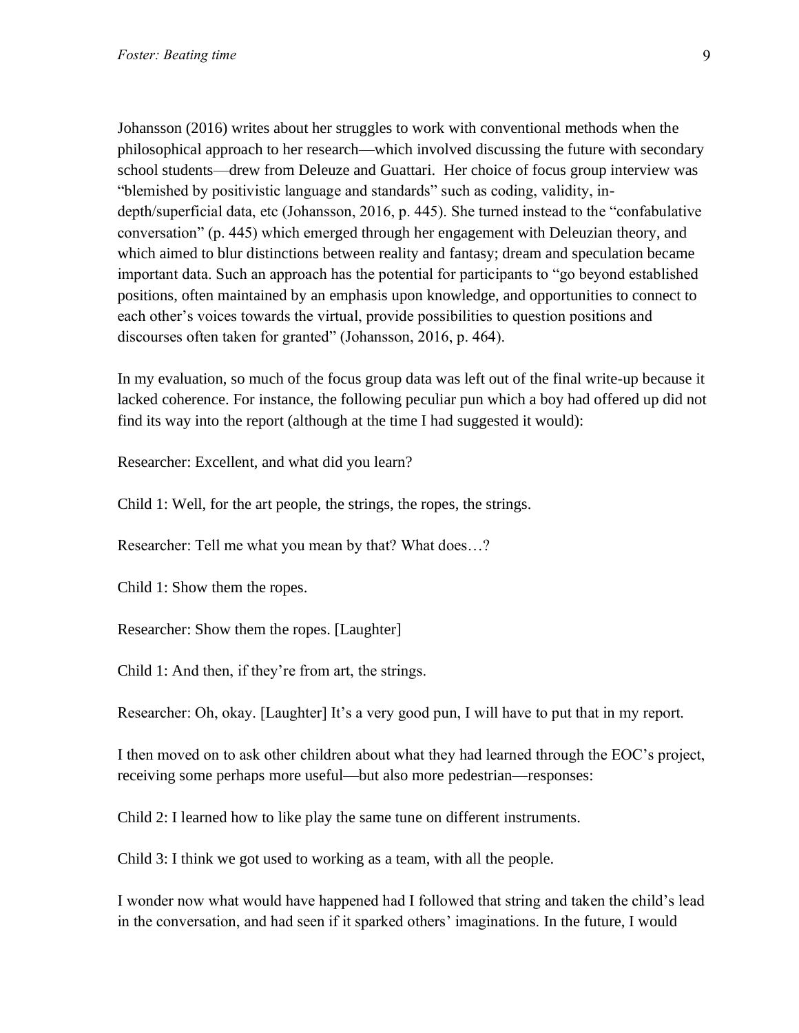Johansson (2016) writes about her struggles to work with conventional methods when the philosophical approach to her research—which involved discussing the future with secondary school students—drew from Deleuze and Guattari. Her choice of focus group interview was "blemished by positivistic language and standards" such as coding, validity, in-depth/superficial data, etc (Johansson, 2016, p. 445). She turned instead to the "confabulative conversation" (p. 445) which emerged through her engagement with Deleuzian theory, and which aimed to blur distinctions between reality and fantasy; dream and speculation became important data. Such an approach has the potential for participants to "go beyond established positions, often maintained by an emphasis upon knowledge, and opportunities to connect to each other's voices towards the virtual, provide possibilities to question positions and discourses often taken for granted" (Johansson, 2016, p. 464).

In my evaluation, so much of the focus group data was left out of the final write-up because it lacked coherence. For instance, the following peculiar pun which a boy had offered up did not find its way into the report (although at the time I had suggested it would):

Researcher: Excellent, and what did you learn?

Child 1: Well, for the art people, the strings, the ropes, the strings.

Researcher: Tell me what you mean by that? What does…?

Child 1: Show them the ropes.

Researcher: Show them the ropes. [Laughter]

Child 1: And then, if they're from art, the strings.

Researcher: Oh, okay. [Laughter] It's a very good pun, I will have to put that in my report.

I then moved on to ask other children about what they had learned through the EOC's project, receiving some perhaps more useful—but also more pedestrian—responses:

Child 2: I learned how to like play the same tune on different instruments.

Child 3: I think we got used to working as a team, with all the people.

I wonder now what would have happened had I followed that string and taken the child's lead in the conversation, and had seen if it sparked others' imaginations. In the future, I would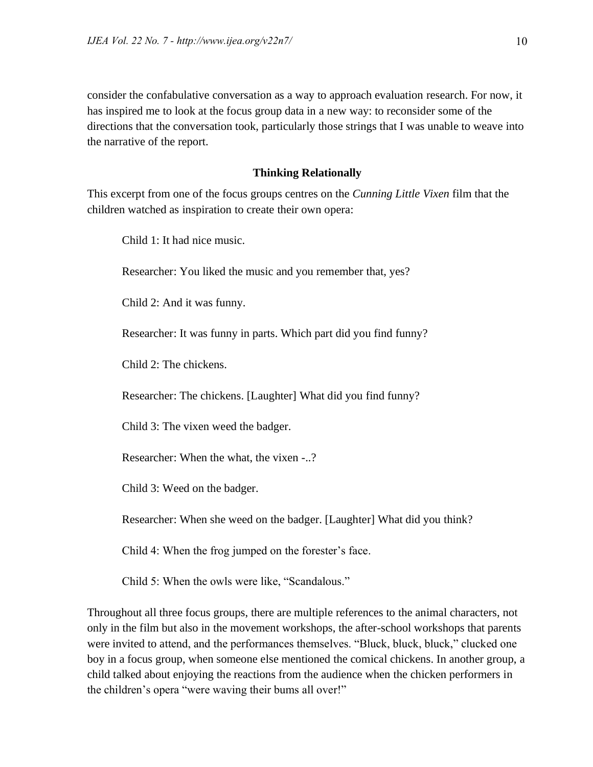consider the confabulative conversation as a way to approach evaluation research. For now, it has inspired me to look at the focus group data in a new way: to reconsider some of the directions that the conversation took, particularly those strings that I was unable to weave into the narrative of the report.

## Thinking Relationally

This excerpt from one of the focus groups centres on the *Cunning Little Vixen* film that the children watched as inspiration to create their own opera:

> Child 1: It had nice music.
>
> Researcher: You liked the music and you remember that, yes?
>
> Child 2: And it was funny.
>
> Researcher: It was funny in parts. Which part did you find funny?
>
> Child 2: The chickens.
>
> Researcher: The chickens. [Laughter] What did you find funny?
>
> Child 3: The vixen weed the badger.
>
> Researcher: When the what, the vixen -..?
>
> Child 3: Weed on the badger.
>
> Researcher: When she weed on the badger. [Laughter] What did you think?
>
> Child 4: When the frog jumped on the forester's face.
>
> Child 5: When the owls were like, "Scandalous."

Throughout all three focus groups, there are multiple references to the animal characters, not only in the film but also in the movement workshops, the after-school workshops that parents were invited to attend, and the performances themselves. "Bluck, bluck, bluck," clucked one boy in a focus group, when someone else mentioned the comical chickens. In another group, a child talked about enjoying the reactions from the audience when the chicken performers in the children's opera "were waving their bums all over!"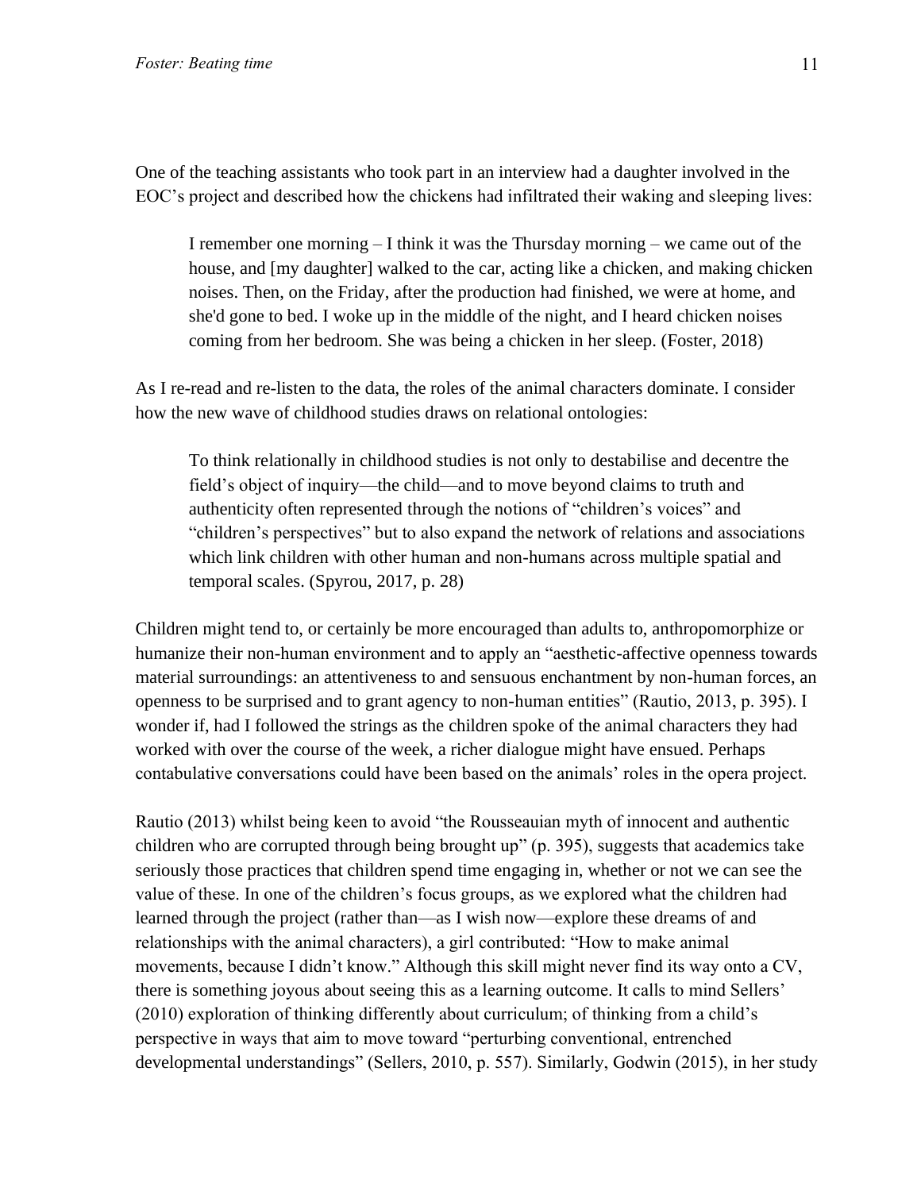One of the teaching assistants who took part in an interview had a daughter involved in the EOC's project and described how the chickens had infiltrated their waking and sleeping lives:

> I remember one morning – I think it was the Thursday morning – we came out of the house, and [my daughter] walked to the car, acting like a chicken, and making chicken noises. Then, on the Friday, after the production had finished, we were at home, and she'd gone to bed. I woke up in the middle of the night, and I heard chicken noises coming from her bedroom. She was being a chicken in her sleep. (Foster, 2018)

As I re-read and re-listen to the data, the roles of the animal characters dominate. I consider how the new wave of childhood studies draws on relational ontologies:

> To think relationally in childhood studies is not only to destabilise and decentre the field's object of inquiry—the child—and to move beyond claims to truth and authenticity often represented through the notions of "children's voices" and "children's perspectives" but to also expand the network of relations and associations which link children with other human and non-humans across multiple spatial and temporal scales. (Spyrou, 2017, p. 28)

Children might tend to, or certainly be more encouraged than adults to, anthropomorphize or humanize their non-human environment and to apply an "aesthetic-affective openness towards material surroundings: an attentiveness to and sensuous enchantment by non-human forces, an openness to be surprised and to grant agency to non-human entities" (Rautio, 2013, p. 395). I wonder if, had I followed the strings as the children spoke of the animal characters they had worked with over the course of the week, a richer dialogue might have ensued. Perhaps contabulative conversations could have been based on the animals' roles in the opera project.

Rautio (2013) whilst being keen to avoid "the Rousseauian myth of innocent and authentic children who are corrupted through being brought up" (p. 395), suggests that academics take seriously those practices that children spend time engaging in, whether or not we can see the value of these. In one of the children's focus groups, as we explored what the children had learned through the project (rather than—as I wish now—explore these dreams of and relationships with the animal characters), a girl contributed: "How to make animal movements, because I didn't know." Although this skill might never find its way onto a CV, there is something joyous about seeing this as a learning outcome. It calls to mind Sellers' (2010) exploration of thinking differently about curriculum; of thinking from a child's perspective in ways that aim to move toward "perturbing conventional, entrenched developmental understandings" (Sellers, 2010, p. 557). Similarly, Godwin (2015), in her study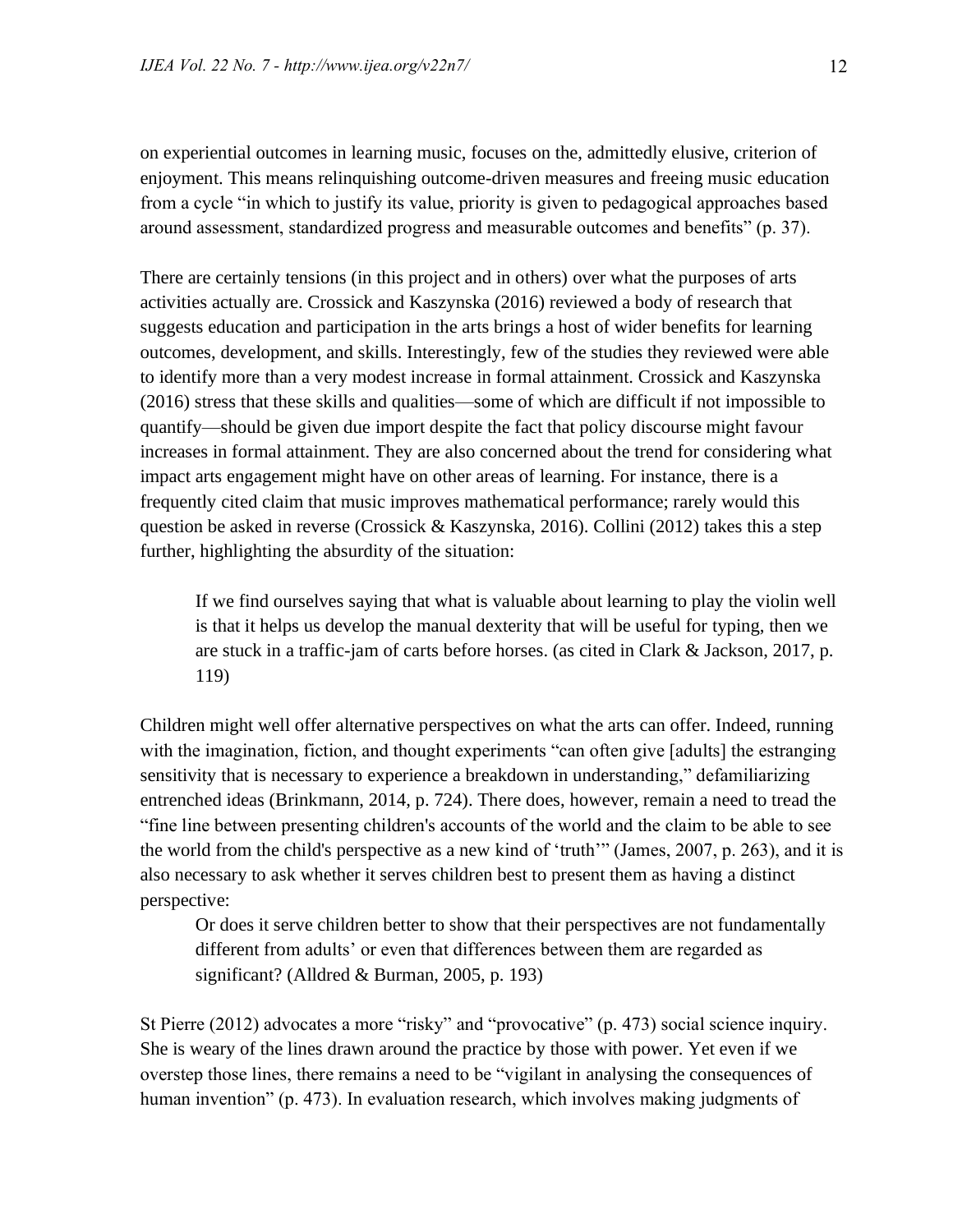on experiential outcomes in learning music, focuses on the, admittedly elusive, criterion of enjoyment. This means relinquishing outcome-driven measures and freeing music education from a cycle "in which to justify its value, priority is given to pedagogical approaches based around assessment, standardized progress and measurable outcomes and benefits" (p. 37).

There are certainly tensions (in this project and in others) over what the purposes of arts activities actually are. Crossick and Kaszynska (2016) reviewed a body of research that suggests education and participation in the arts brings a host of wider benefits for learning outcomes, development, and skills. Interestingly, few of the studies they reviewed were able to identify more than a very modest increase in formal attainment. Crossick and Kaszynska (2016) stress that these skills and qualities—some of which are difficult if not impossible to quantify—should be given due import despite the fact that policy discourse might favour increases in formal attainment. They are also concerned about the trend for considering what impact arts engagement might have on other areas of learning. For instance, there is a frequently cited claim that music improves mathematical performance; rarely would this question be asked in reverse (Crossick & Kaszynska, 2016). Collini (2012) takes this a step further, highlighting the absurdity of the situation:

> If we find ourselves saying that what is valuable about learning to play the violin well is that it helps us develop the manual dexterity that will be useful for typing, then we are stuck in a traffic-jam of carts before horses. (as cited in Clark & Jackson, 2017, p. 119)

Children might well offer alternative perspectives on what the arts can offer. Indeed, running with the imagination, fiction, and thought experiments "can often give [adults] the estranging sensitivity that is necessary to experience a breakdown in understanding," defamiliarizing entrenched ideas (Brinkmann, 2014, p. 724). There does, however, remain a need to tread the "fine line between presenting children's accounts of the world and the claim to be able to see the world from the child's perspective as a new kind of 'truth'" (James, 2007, p. 263), and it is also necessary to ask whether it serves children best to present them as having a distinct perspective:

> Or does it serve children better to show that their perspectives are not fundamentally different from adults' or even that differences between them are regarded as significant? (Alldred & Burman, 2005, p. 193)

St Pierre (2012) advocates a more "risky" and "provocative" (p. 473) social science inquiry. She is weary of the lines drawn around the practice by those with power. Yet even if we overstep those lines, there remains a need to be "vigilant in analysing the consequences of human invention" (p. 473). In evaluation research, which involves making judgments of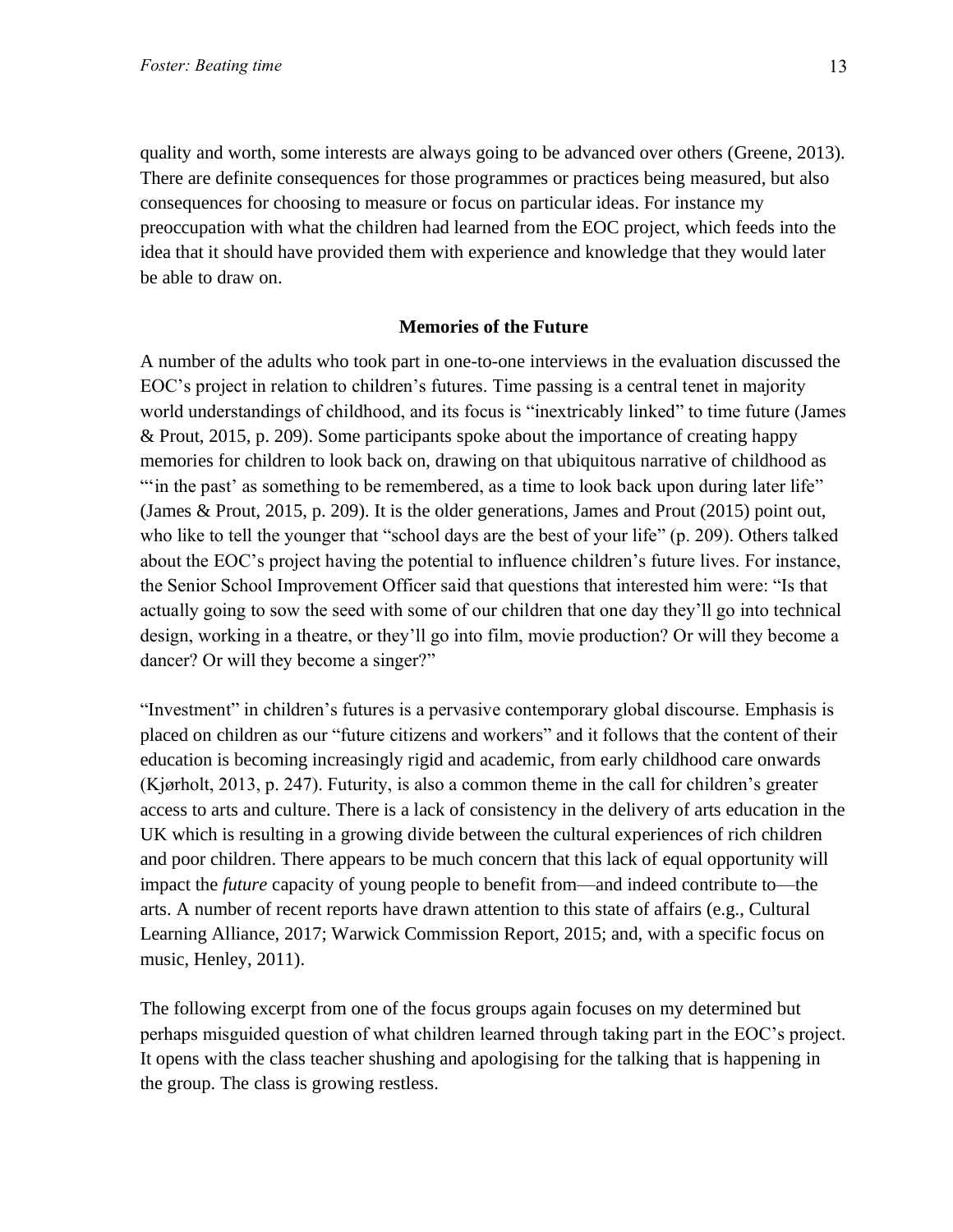quality and worth, some interests are always going to be advanced over others (Greene, 2013). There are definite consequences for those programmes or practices being measured, but also consequences for choosing to measure or focus on particular ideas. For instance my preoccupation with what the children had learned from the EOC project, which feeds into the idea that it should have provided them with experience and knowledge that they would later be able to draw on.

## Memories of the Future

A number of the adults who took part in one-to-one interviews in the evaluation discussed the EOC's project in relation to children's futures. Time passing is a central tenet in majority world understandings of childhood, and its focus is "inextricably linked" to time future (James & Prout, 2015, p. 209). Some participants spoke about the importance of creating happy memories for children to look back on, drawing on that ubiquitous narrative of childhood as "'in the past' as something to be remembered, as a time to look back upon during later life" (James & Prout, 2015, p. 209). It is the older generations, James and Prout (2015) point out, who like to tell the younger that "school days are the best of your life" (p. 209). Others talked about the EOC's project having the potential to influence children's future lives. For instance, the Senior School Improvement Officer said that questions that interested him were: "Is that actually going to sow the seed with some of our children that one day they'll go into technical design, working in a theatre, or they'll go into film, movie production? Or will they become a dancer? Or will they become a singer?"

"Investment" in children's futures is a pervasive contemporary global discourse. Emphasis is placed on children as our "future citizens and workers" and it follows that the content of their education is becoming increasingly rigid and academic, from early childhood care onwards (Kjørholt, 2013, p. 247). Futurity, is also a common theme in the call for children's greater access to arts and culture. There is a lack of consistency in the delivery of arts education in the UK which is resulting in a growing divide between the cultural experiences of rich children and poor children. There appears to be much concern that this lack of equal opportunity will impact the *future* capacity of young people to benefit from—and indeed contribute to—the arts. A number of recent reports have drawn attention to this state of affairs (e.g., Cultural Learning Alliance, 2017; Warwick Commission Report, 2015; and, with a specific focus on music, Henley, 2011).

The following excerpt from one of the focus groups again focuses on my determined but perhaps misguided question of what children learned through taking part in the EOC's project. It opens with the class teacher shushing and apologising for the talking that is happening in the group. The class is growing restless.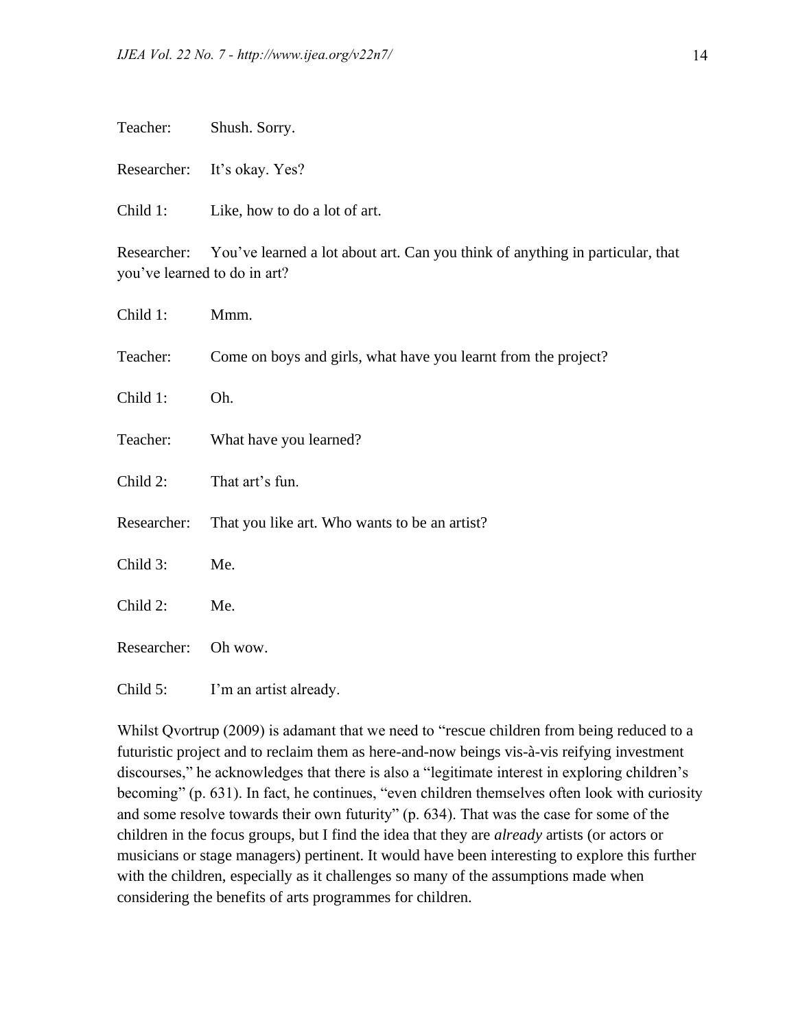Teacher: Shush. Sorry.

Researcher: It's okay. Yes?

Child 1: Like, how to do a lot of art.

Researcher: You've learned a lot about art. Can you think of anything in particular, that you've learned to do in art?

Child 1: Mmm.

Teacher: Come on boys and girls, what have you learnt from the project?

Child 1: Oh.

Teacher: What have you learned?

Child 2: That art's fun.

Researcher: That you like art. Who wants to be an artist?

Child 3: Me.

Child 2: Me.

Researcher: Oh wow.

Child 5: I'm an artist already.

Whilst Qvortrup (2009) is adamant that we need to "rescue children from being reduced to a futuristic project and to reclaim them as here-and-now beings vis-à-vis reifying investment discourses," he acknowledges that there is also a "legitimate interest in exploring children's becoming" (p. 631). In fact, he continues, "even children themselves often look with curiosity and some resolve towards their own futurity" (p. 634). That was the case for some of the children in the focus groups, but I find the idea that they are *already* artists (or actors or musicians or stage managers) pertinent. It would have been interesting to explore this further with the children, especially as it challenges so many of the assumptions made when considering the benefits of arts programmes for children.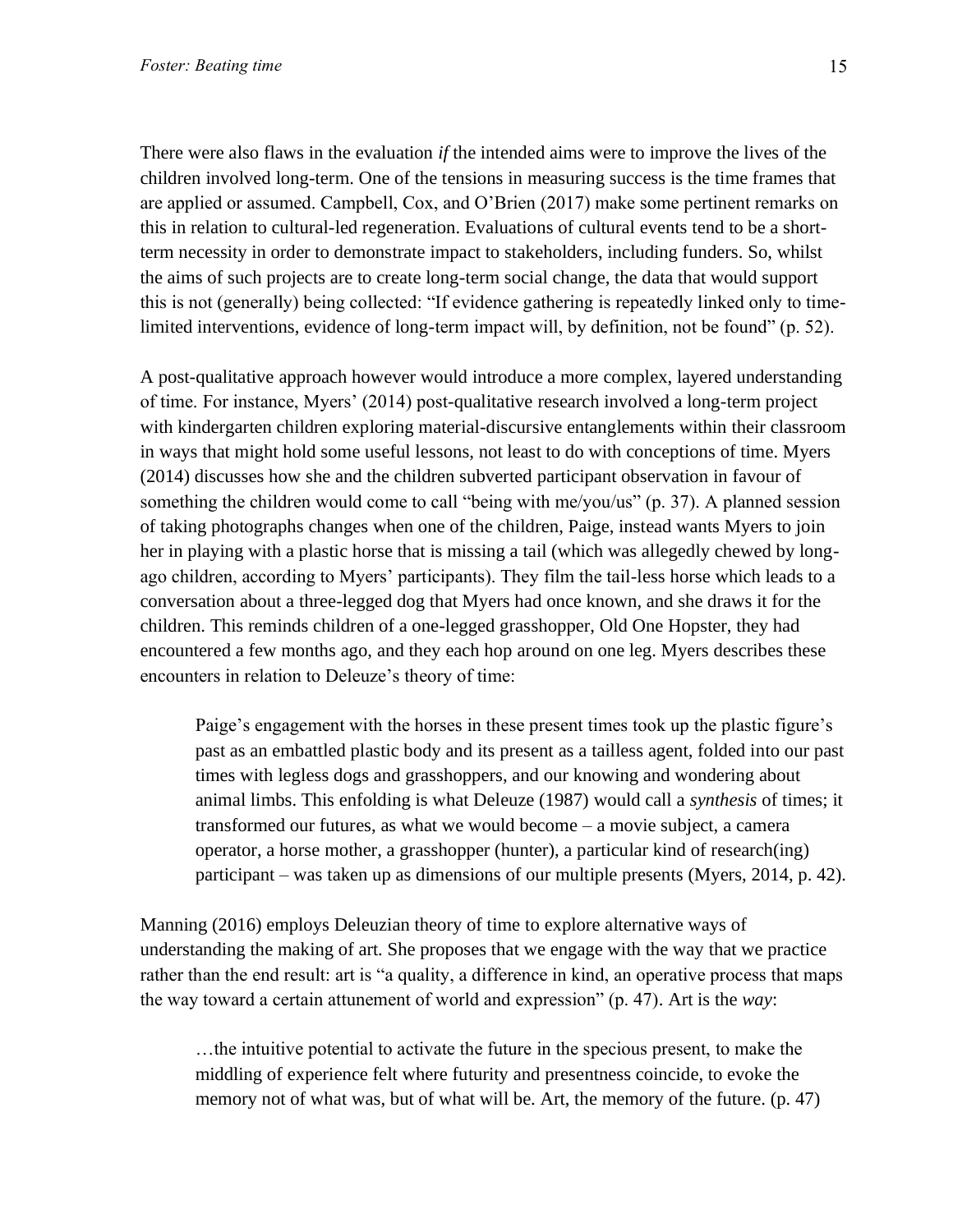There were also flaws in the evaluation *if* the intended aims were to improve the lives of the children involved long-term. One of the tensions in measuring success is the time frames that are applied or assumed. Campbell, Cox, and O'Brien (2017) make some pertinent remarks on this in relation to cultural-led regeneration. Evaluations of cultural events tend to be a short-term necessity in order to demonstrate impact to stakeholders, including funders. So, whilst the aims of such projects are to create long-term social change, the data that would support this is not (generally) being collected: "If evidence gathering is repeatedly linked only to time-limited interventions, evidence of long-term impact will, by definition, not be found" (p. 52).

A post-qualitative approach however would introduce a more complex, layered understanding of time. For instance, Myers' (2014) post-qualitative research involved a long-term project with kindergarten children exploring material-discursive entanglements within their classroom in ways that might hold some useful lessons, not least to do with conceptions of time. Myers (2014) discusses how she and the children subverted participant observation in favour of something the children would come to call "being with me/you/us" (p. 37). A planned session of taking photographs changes when one of the children, Paige, instead wants Myers to join her in playing with a plastic horse that is missing a tail (which was allegedly chewed by long-ago children, according to Myers' participants). They film the tail-less horse which leads to a conversation about a three-legged dog that Myers had once known, and she draws it for the children. This reminds children of a one-legged grasshopper, Old One Hopster, they had encountered a few months ago, and they each hop around on one leg. Myers describes these encounters in relation to Deleuze's theory of time:

> Paige's engagement with the horses in these present times took up the plastic figure's past as an embattled plastic body and its present as a tailless agent, folded into our past times with legless dogs and grasshoppers, and our knowing and wondering about animal limbs. This enfolding is what Deleuze (1987) would call a *synthesis* of times; it transformed our futures, as what we would become – a movie subject, a camera operator, a horse mother, a grasshopper (hunter), a particular kind of research(ing) participant – was taken up as dimensions of our multiple presents (Myers, 2014, p. 42).

Manning (2016) employs Deleuzian theory of time to explore alternative ways of understanding the making of art. She proposes that we engage with the way that we practice rather than the end result: art is "a quality, a difference in kind, an operative process that maps the way toward a certain attunement of world and expression" (p. 47). Art is the *way*:

> …the intuitive potential to activate the future in the specious present, to make the middling of experience felt where futurity and presentness coincide, to evoke the memory not of what was, but of what will be. Art, the memory of the future. (p. 47)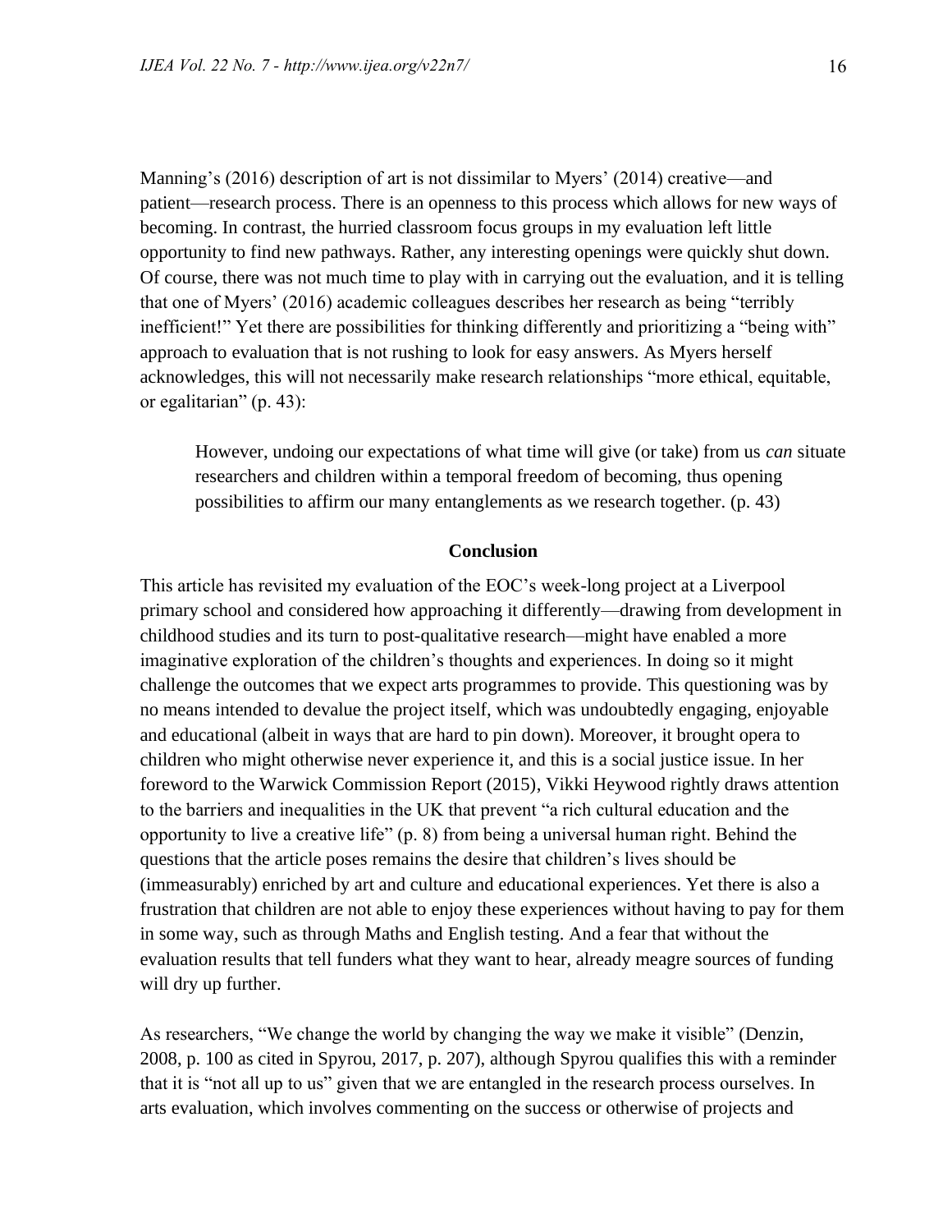Manning's (2016) description of art is not dissimilar to Myers' (2014) creative—and patient—research process. There is an openness to this process which allows for new ways of becoming. In contrast, the hurried classroom focus groups in my evaluation left little opportunity to find new pathways. Rather, any interesting openings were quickly shut down. Of course, there was not much time to play with in carrying out the evaluation, and it is telling that one of Myers' (2016) academic colleagues describes her research as being "terribly inefficient!" Yet there are possibilities for thinking differently and prioritizing a "being with" approach to evaluation that is not rushing to look for easy answers. As Myers herself acknowledges, this will not necessarily make research relationships "more ethical, equitable, or egalitarian" (p. 43):

> However, undoing our expectations of what time will give (or take) from us *can* situate researchers and children within a temporal freedom of becoming, thus opening possibilities to affirm our many entanglements as we research together. (p. 43)

## Conclusion

This article has revisited my evaluation of the EOC's week-long project at a Liverpool primary school and considered how approaching it differently—drawing from development in childhood studies and its turn to post-qualitative research—might have enabled a more imaginative exploration of the children's thoughts and experiences. In doing so it might challenge the outcomes that we expect arts programmes to provide. This questioning was by no means intended to devalue the project itself, which was undoubtedly engaging, enjoyable and educational (albeit in ways that are hard to pin down). Moreover, it brought opera to children who might otherwise never experience it, and this is a social justice issue. In her foreword to the Warwick Commission Report (2015), Vikki Heywood rightly draws attention to the barriers and inequalities in the UK that prevent "a rich cultural education and the opportunity to live a creative life" (p. 8) from being a universal human right. Behind the questions that the article poses remains the desire that children's lives should be (immeasurably) enriched by art and culture and educational experiences. Yet there is also a frustration that children are not able to enjoy these experiences without having to pay for them in some way, such as through Maths and English testing. And a fear that without the evaluation results that tell funders what they want to hear, already meagre sources of funding will dry up further.

As researchers, "We change the world by changing the way we make it visible" (Denzin, 2008, p. 100 as cited in Spyrou, 2017, p. 207), although Spyrou qualifies this with a reminder that it is "not all up to us" given that we are entangled in the research process ourselves. In arts evaluation, which involves commenting on the success or otherwise of projects and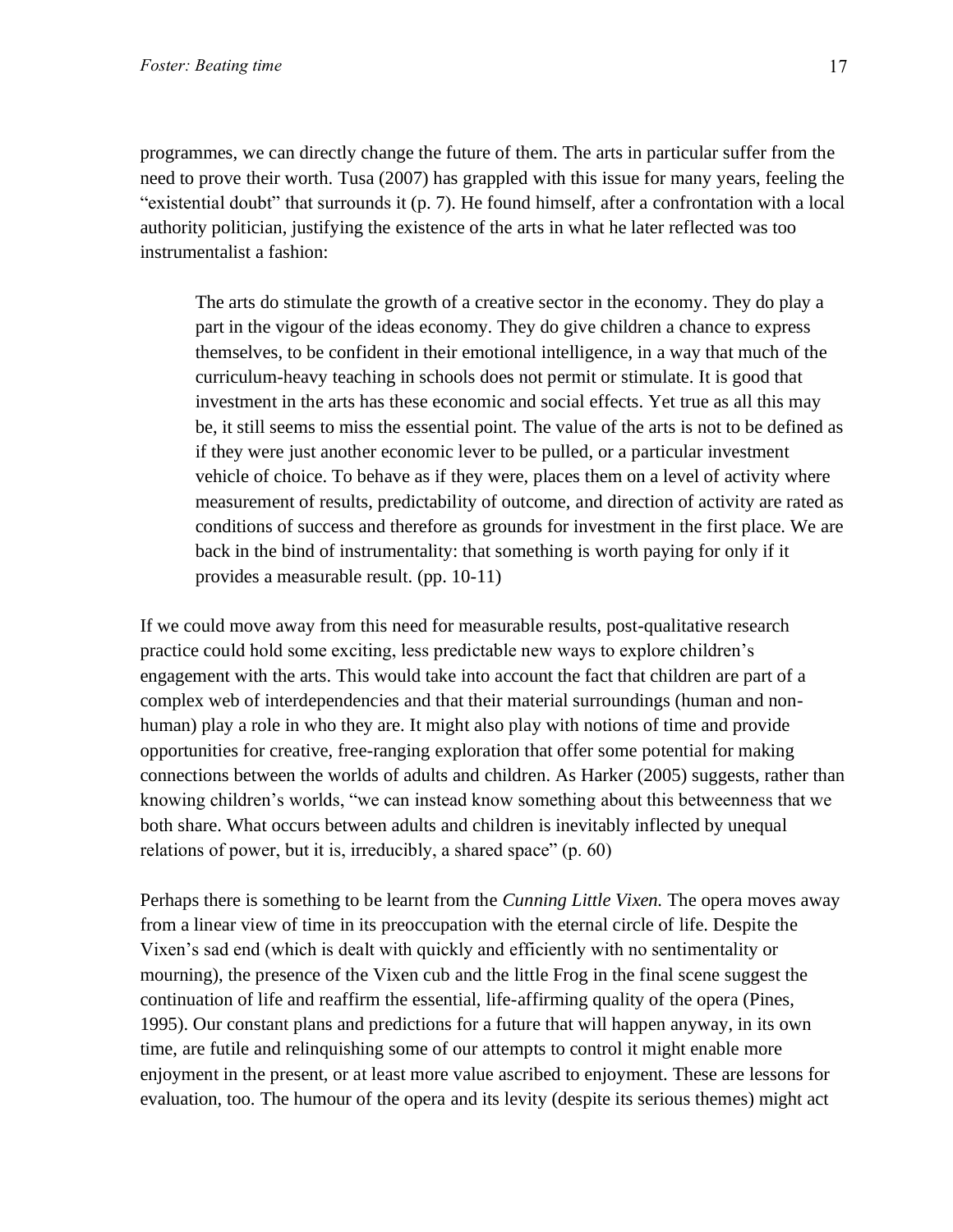programmes, we can directly change the future of them. The arts in particular suffer from the need to prove their worth. Tusa (2007) has grappled with this issue for many years, feeling the "existential doubt" that surrounds it (p. 7). He found himself, after a confrontation with a local authority politician, justifying the existence of the arts in what he later reflected was too instrumentalist a fashion:

> The arts do stimulate the growth of a creative sector in the economy. They do play a part in the vigour of the ideas economy. They do give children a chance to express themselves, to be confident in their emotional intelligence, in a way that much of the curriculum-heavy teaching in schools does not permit or stimulate. It is good that investment in the arts has these economic and social effects. Yet true as all this may be, it still seems to miss the essential point. The value of the arts is not to be defined as if they were just another economic lever to be pulled, or a particular investment vehicle of choice. To behave as if they were, places them on a level of activity where measurement of results, predictability of outcome, and direction of activity are rated as conditions of success and therefore as grounds for investment in the first place. We are back in the bind of instrumentality: that something is worth paying for only if it provides a measurable result. (pp. 10-11)

If we could move away from this need for measurable results, post-qualitative research practice could hold some exciting, less predictable new ways to explore children's engagement with the arts. This would take into account the fact that children are part of a complex web of interdependencies and that their material surroundings (human and non-human) play a role in who they are. It might also play with notions of time and provide opportunities for creative, free-ranging exploration that offer some potential for making connections between the worlds of adults and children. As Harker (2005) suggests, rather than knowing children's worlds, "we can instead know something about this betweenness that we both share. What occurs between adults and children is inevitably inflected by unequal relations of power, but it is, irreducibly, a shared space" (p. 60)

Perhaps there is something to be learnt from the *Cunning Little Vixen.* The opera moves away from a linear view of time in its preoccupation with the eternal circle of life. Despite the Vixen's sad end (which is dealt with quickly and efficiently with no sentimentality or mourning), the presence of the Vixen cub and the little Frog in the final scene suggest the continuation of life and reaffirm the essential, life-affirming quality of the opera (Pines, 1995). Our constant plans and predictions for a future that will happen anyway, in its own time, are futile and relinquishing some of our attempts to control it might enable more enjoyment in the present, or at least more value ascribed to enjoyment. These are lessons for evaluation, too. The humour of the opera and its levity (despite its serious themes) might act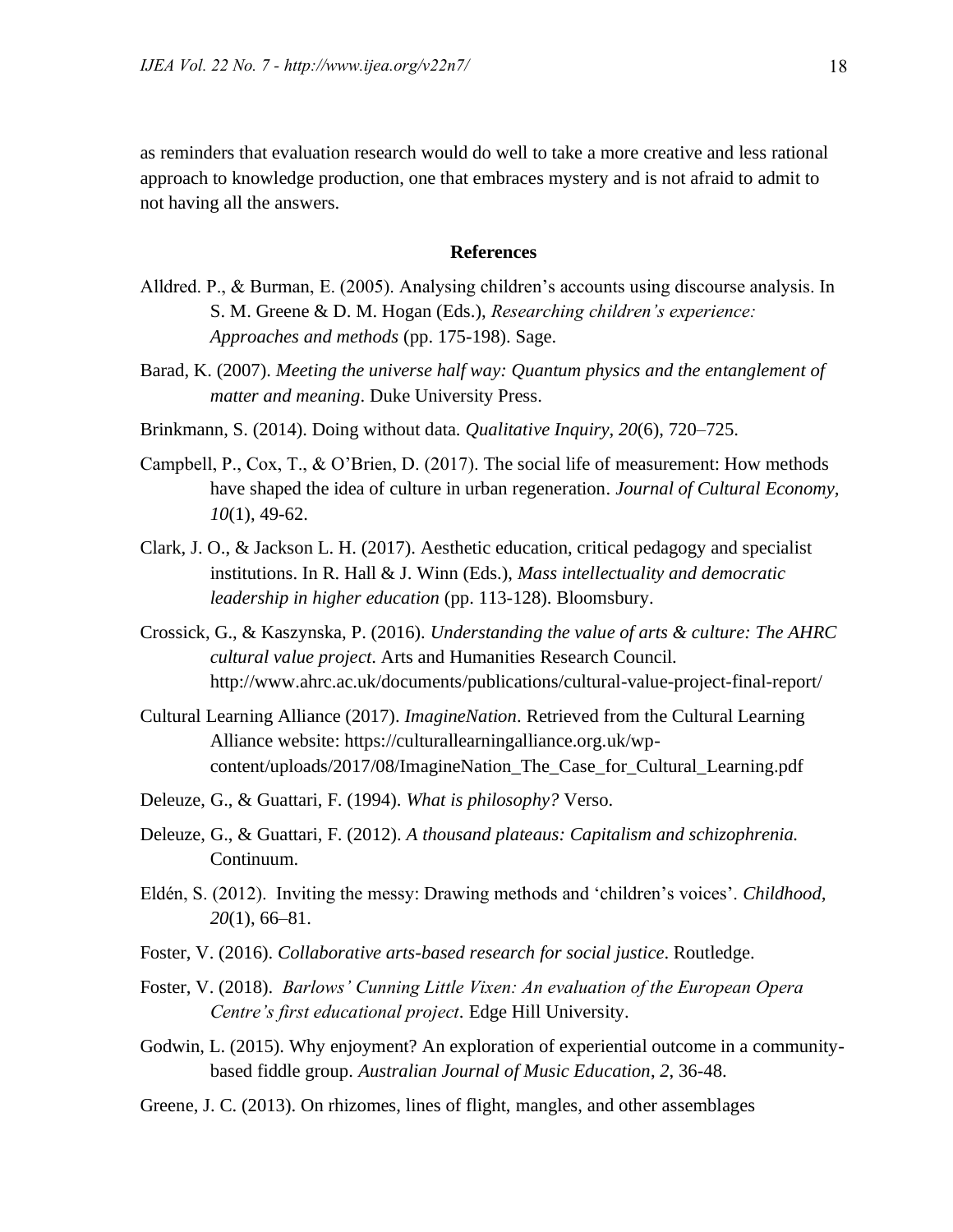as reminders that evaluation research would do well to take a more creative and less rational approach to knowledge production, one that embraces mystery and is not afraid to admit to not having all the answers.

## References

Alldred. P., & Burman, E. (2005). Analysing children's accounts using discourse analysis. In S. M. Greene & D. M. Hogan (Eds.), *Researching children's experience: Approaches and methods* (pp. 175-198). Sage.

Barad, K. (2007). *Meeting the universe half way: Quantum physics and the entanglement of matter and meaning*. Duke University Press.

Brinkmann, S. (2014). Doing without data. *Qualitative Inquiry*, *20*(6), 720–725.

Campbell, P., Cox, T., & O'Brien, D. (2017). The social life of measurement: How methods have shaped the idea of culture in urban regeneration. *Journal of Cultural Economy, 10*(1), 49-62.

Clark, J. O., & Jackson L. H. (2017). Aesthetic education, critical pedagogy and specialist institutions. In R. Hall & J. Winn (Eds.), *Mass intellectuality and democratic leadership in higher education* (pp. 113-128). Bloomsbury.

Crossick, G., & Kaszynska, P. (2016). *Understanding the value of arts & culture: The AHRC cultural value project*. Arts and Humanities Research Council. http://www.ahrc.ac.uk/documents/publications/cultural-value-project-final-report/

Cultural Learning Alliance (2017). *ImagineNation*. Retrieved from the Cultural Learning Alliance website: https://culturallearningalliance.org.uk/wp-content/uploads/2017/08/ImagineNation_The_Case_for_Cultural_Learning.pdf

Deleuze, G., & Guattari, F. (1994). *What is philosophy?* Verso.

Deleuze, G., & Guattari, F. (2012). *A thousand plateaus: Capitalism and schizophrenia.* Continuum.

Eldén, S. (2012). Inviting the messy: Drawing methods and 'children's voices'. *Childhood, 20*(1), 66–81.

Foster, V. (2016). *Collaborative arts-based research for social justice*. Routledge.

Foster, V. (2018). *Barlows' Cunning Little Vixen: An evaluation of the European Opera Centre's first educational project*. Edge Hill University.

Godwin, L. (2015). Why enjoyment? An exploration of experiential outcome in a community-based fiddle group. *Australian Journal of Music Education*, *2*, 36-48.

Greene, J. C. (2013). On rhizomes, lines of flight, mangles, and other assemblages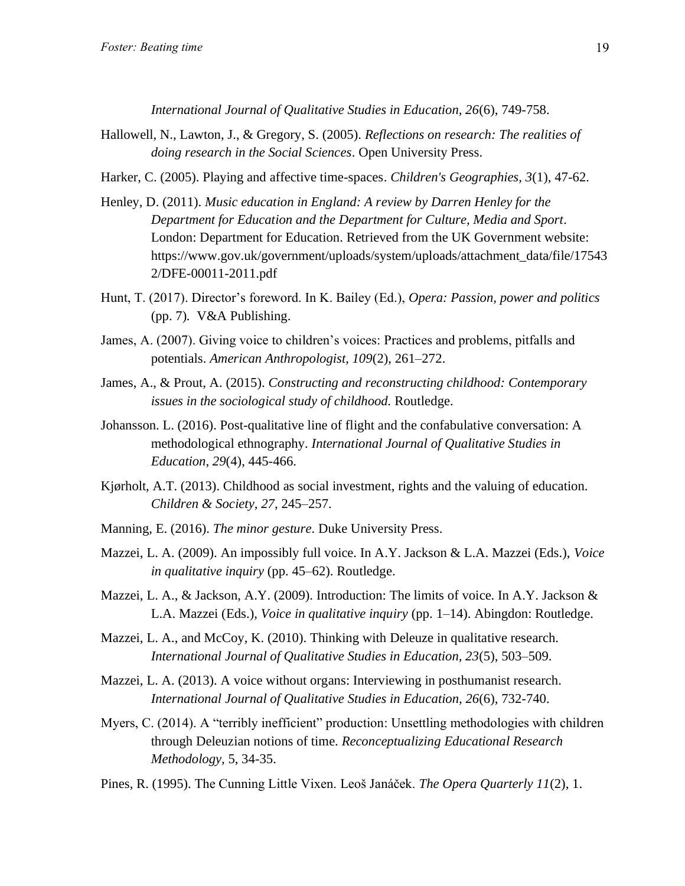*International Journal of Qualitative Studies in Education, 26*(6), 749-758.

Hallowell, N., Lawton, J., & Gregory, S. (2005). *Reflections on research: The realities of doing research in the Social Sciences*. Open University Press.

Harker, C. (2005). Playing and affective time-spaces. *Children's Geographies, 3*(1), 47-62.

Henley, D. (2011). *Music education in England: A review by Darren Henley for the Department for Education and the Department for Culture, Media and Sport*. London: Department for Education. Retrieved from the UK Government website: https://www.gov.uk/government/uploads/system/uploads/attachment_data/file/175432/DFE-00011-2011.pdf

Hunt, T. (2017). Director's foreword. In K. Bailey (Ed.), *Opera: Passion, power and politics* (pp. 7). V&A Publishing.

James, A. (2007). Giving voice to children's voices: Practices and problems, pitfalls and potentials. *American Anthropologist, 109*(2), 261–272.

James, A., & Prout, A. (2015). *Constructing and reconstructing childhood: Contemporary issues in the sociological study of childhood.* Routledge.

Johansson. L. (2016). Post-qualitative line of flight and the confabulative conversation: A methodological ethnography. *International Journal of Qualitative Studies in Education, 29*(4), 445-466.

Kjørholt, A.T. (2013). Childhood as social investment, rights and the valuing of education. *Children & Society, 27*, 245–257.

Manning, E. (2016). *The minor gesture*. Duke University Press.

Mazzei, L. A. (2009). An impossibly full voice. In A.Y. Jackson & L.A. Mazzei (Eds.), *Voice in qualitative inquiry* (pp. 45–62). Routledge.

Mazzei, L. A., & Jackson, A.Y. (2009). Introduction: The limits of voice. In A.Y. Jackson & L.A. Mazzei (Eds.), *Voice in qualitative inquiry* (pp. 1–14). Abingdon: Routledge.

Mazzei, L. A., and McCoy, K. (2010). Thinking with Deleuze in qualitative research. *International Journal of Qualitative Studies in Education, 23*(5), 503–509.

Mazzei, L. A. (2013). A voice without organs: Interviewing in posthumanist research. *International Journal of Qualitative Studies in Education, 26*(6), 732-740.

Myers, C. (2014). A "terribly inefficient" production: Unsettling methodologies with children through Deleuzian notions of time. *Reconceptualizing Educational Research Methodology*, 5, 34-35.

Pines, R. (1995). The Cunning Little Vixen. Leoš Janáček. *The Opera Quarterly 11*(2), 1.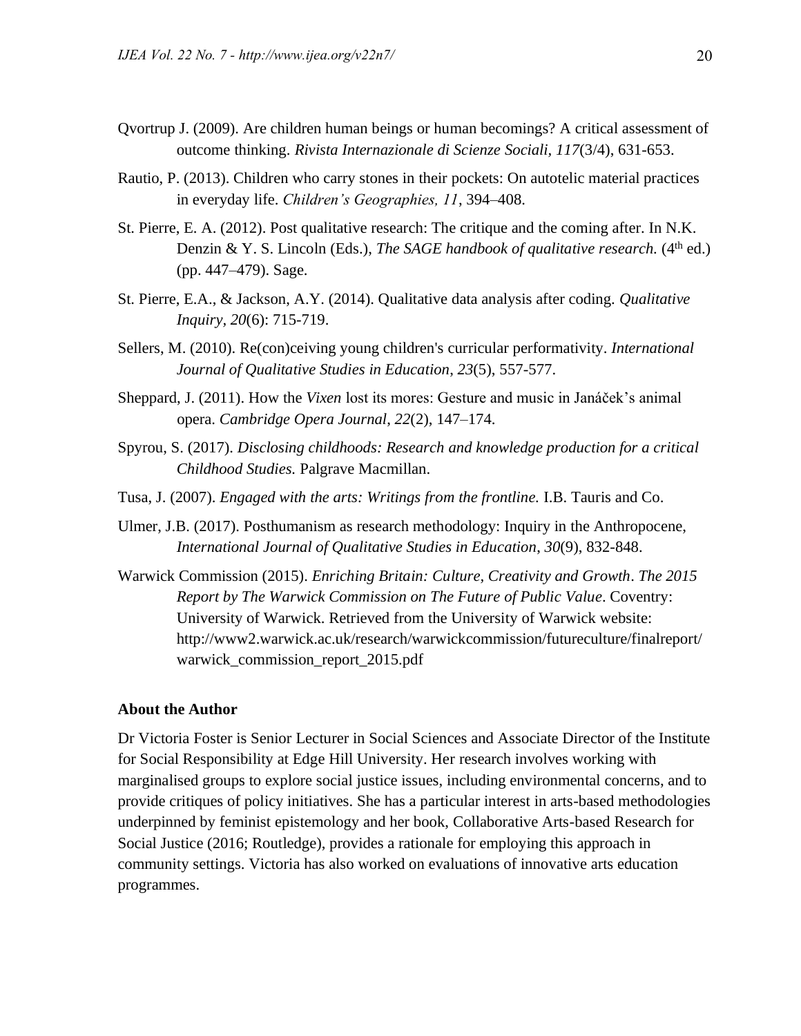Qvortrup J. (2009). Are children human beings or human becomings? A critical assessment of outcome thinking. *Rivista Internazionale di Scienze Sociali*, *117*(3/4), 631-653.

Rautio, P. (2013). Children who carry stones in their pockets: On autotelic material practices in everyday life. *Children's Geographies, 11*, 394–408.

St. Pierre, E. A. (2012). Post qualitative research: The critique and the coming after. In N.K. Denzin & Y. S. Lincoln (Eds.), *The SAGE handbook of qualitative research.* (4th ed.) (pp. 447–479). Sage.

St. Pierre, E.A., & Jackson, A.Y. (2014). Qualitative data analysis after coding. *Qualitative Inquiry*, *20*(6): 715-719.

Sellers, M. (2010). Re(con)ceiving young children's curricular performativity. *International Journal of Qualitative Studies in Education*, *23*(5), 557-577.

Sheppard, J. (2011). How the *Vixen* lost its mores: Gesture and music in Janáček's animal opera. *Cambridge Opera Journal*, *22*(2), 147–174.

Spyrou, S. (2017). *Disclosing childhoods: Research and knowledge production for a critical Childhood Studies.* Palgrave Macmillan.

Tusa, J. (2007). *Engaged with the arts: Writings from the frontline.* I.B. Tauris and Co.

Ulmer, J.B. (2017). Posthumanism as research methodology: Inquiry in the Anthropocene, *International Journal of Qualitative Studies in Education*, *30*(9), 832-848.

Warwick Commission (2015). *Enriching Britain: Culture, Creativity and Growth*. *The 2015 Report by The Warwick Commission on The Future of Public Value*. Coventry: University of Warwick. Retrieved from the University of Warwick website: http://www2.warwick.ac.uk/research/warwickcommission/futureculture/finalreport/warwick_commission_report_2015.pdf

### About the Author

Dr Victoria Foster is Senior Lecturer in Social Sciences and Associate Director of the Institute for Social Responsibility at Edge Hill University. Her research involves working with marginalised groups to explore social justice issues, including environmental concerns, and to provide critiques of policy initiatives. She has a particular interest in arts-based methodologies underpinned by feminist epistemology and her book, Collaborative Arts-based Research for Social Justice (2016; Routledge), provides a rationale for employing this approach in community settings. Victoria has also worked on evaluations of innovative arts education programmes.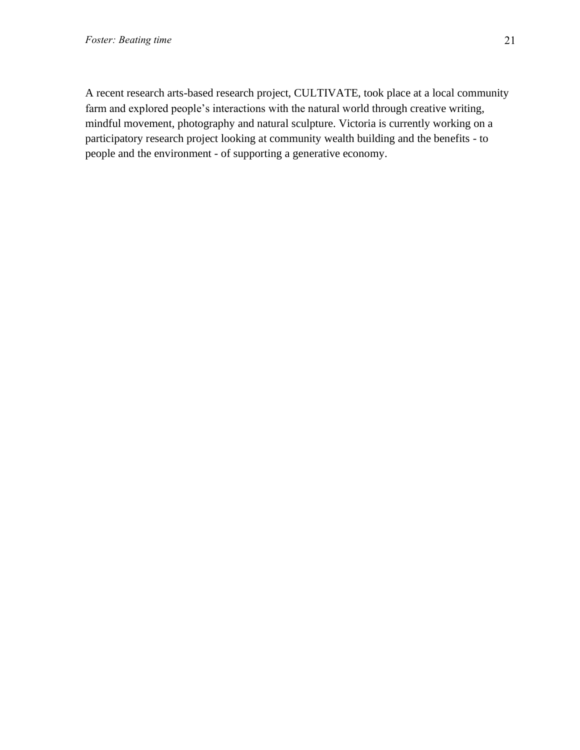A recent research arts-based research project, CULTIVATE, took place at a local community farm and explored people's interactions with the natural world through creative writing, mindful movement, photography and natural sculpture. Victoria is currently working on a participatory research project looking at community wealth building and the benefits - to people and the environment - of supporting a generative economy.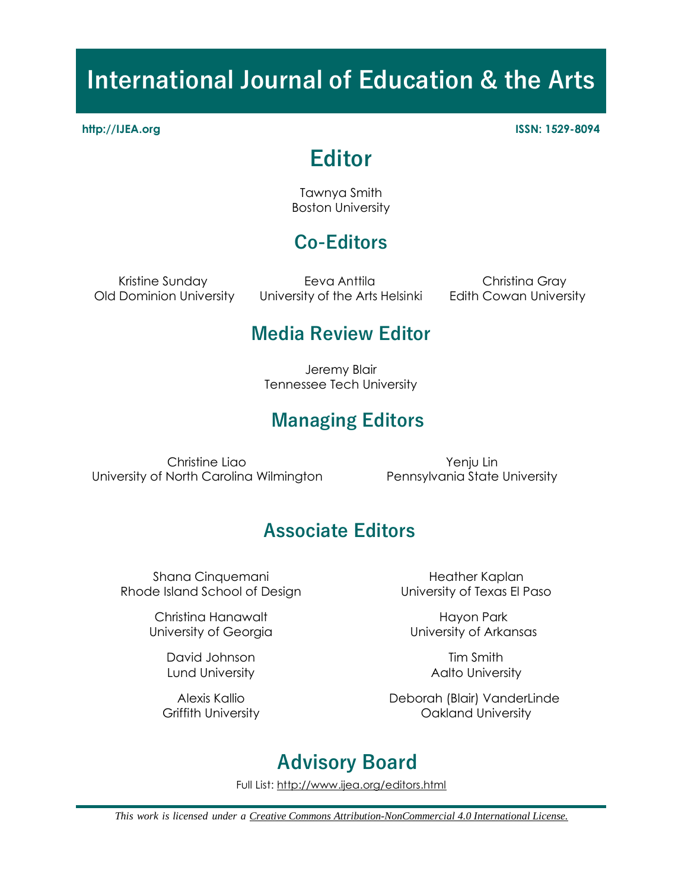# International Journal of Education & the Arts

**http://IJEA.org** **ISSN: 1529-8094**

## Editor

Tawnya Smith
Boston University

## Co-Editors

Kristine Sunday
Old Dominion University

Eeva Anttila
University of the Arts Helsinki

Christina Gray
Edith Cowan University

## Media Review Editor

Jeremy Blair
Tennessee Tech University

## Managing Editors

Christine Liao
University of North Carolina Wilmington

Yenju Lin
Pennsylvania State University

## Associate Editors

Shana Cinquemani
Rhode Island School of Design

Christina Hanawalt
University of Georgia

David Johnson
Lund University

Alexis Kallio
Griffith University

Heather Kaplan
University of Texas El Paso

Hayon Park
University of Arkansas

Tim Smith
Aalto University

Deborah (Blair) VanderLinde
Oakland University

## Advisory Board

Full List: http://www.ijea.org/editors.html

*This work is licensed under a Creative Commons Attribution-NonCommercial 4.0 International License.*